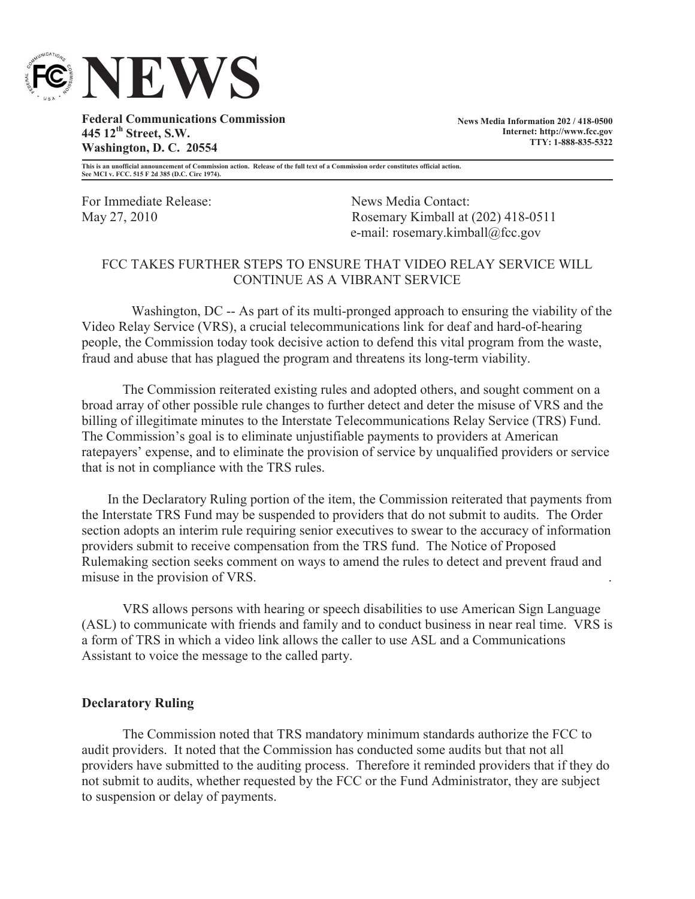# NEWS

**Federal Communications Commission**
**445 12th Street, S.W.**
**Washington, D. C. 20554**

**News Media Information 202 / 418-0500**
**Internet: http://www.fcc.gov**
**TTY: 1-888-835-5322**

**This is an unofficial announcement of Commission action. Release of the full text of a Commission order constitutes official action. See MCI v. FCC. 515 F 2d 385 (D.C. Circ 1974).**

For Immediate Release:
May 27, 2010

News Media Contact:
Rosemary Kimball at (202) 418-0511
e-mail: rosemary.kimball@fcc.gov

FCC TAKES FURTHER STEPS TO ENSURE THAT VIDEO RELAY SERVICE WILL CONTINUE AS A VIBRANT SERVICE

Washington, DC -- As part of its multi-pronged approach to ensuring the viability of the Video Relay Service (VRS), a crucial telecommunications link for deaf and hard-of-hearing people, the Commission today took decisive action to defend this vital program from the waste, fraud and abuse that has plagued the program and threatens its long-term viability.

The Commission reiterated existing rules and adopted others, and sought comment on a broad array of other possible rule changes to further detect and deter the misuse of VRS and the billing of illegitimate minutes to the Interstate Telecommunications Relay Service (TRS) Fund. The Commission's goal is to eliminate unjustifiable payments to providers at American ratepayers' expense, and to eliminate the provision of service by unqualified providers or service that is not in compliance with the TRS rules.

In the Declaratory Ruling portion of the item, the Commission reiterated that payments from the Interstate TRS Fund may be suspended to providers that do not submit to audits. The Order section adopts an interim rule requiring senior executives to swear to the accuracy of information providers submit to receive compensation from the TRS fund. The Notice of Proposed Rulemaking section seeks comment on ways to amend the rules to detect and prevent fraud and misuse in the provision of VRS.

VRS allows persons with hearing or speech disabilities to use American Sign Language (ASL) to communicate with friends and family and to conduct business in near real time. VRS is a form of TRS in which a video link allows the caller to use ASL and a Communications Assistant to voice the message to the called party.

**Declaratory Ruling**

The Commission noted that TRS mandatory minimum standards authorize the FCC to audit providers. It noted that the Commission has conducted some audits but that not all providers have submitted to the auditing process. Therefore it reminded providers that if they do not submit to audits, whether requested by the FCC or the Fund Administrator, they are subject to suspension or delay of payments.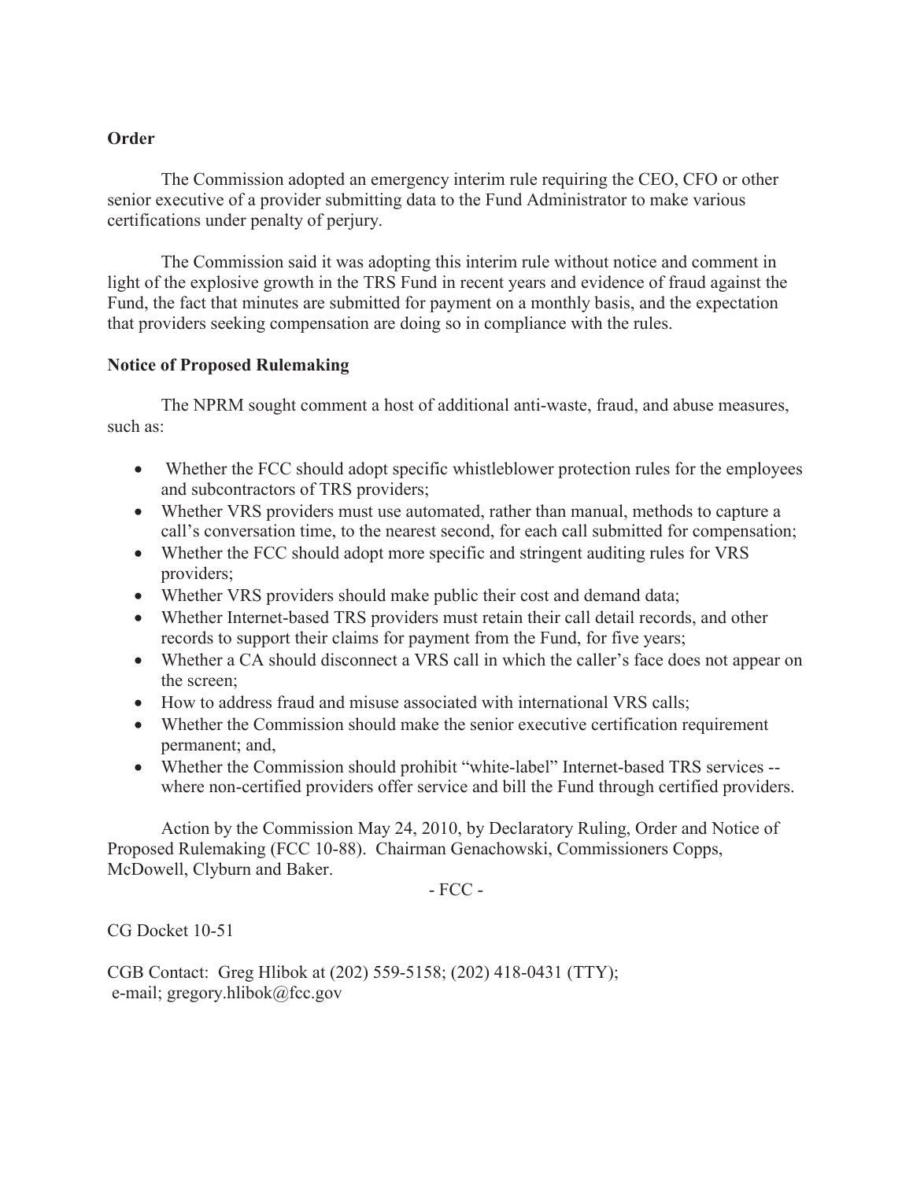**Order**

The Commission adopted an emergency interim rule requiring the CEO, CFO or other senior executive of a provider submitting data to the Fund Administrator to make various certifications under penalty of perjury.

The Commission said it was adopting this interim rule without notice and comment in light of the explosive growth in the TRS Fund in recent years and evidence of fraud against the Fund, the fact that minutes are submitted for payment on a monthly basis, and the expectation that providers seeking compensation are doing so in compliance with the rules.

**Notice of Proposed Rulemaking**

The NPRM sought comment a host of additional anti-waste, fraud, and abuse measures, such as:

- Whether the FCC should adopt specific whistleblower protection rules for the employees and subcontractors of TRS providers;
- Whether VRS providers must use automated, rather than manual, methods to capture a call's conversation time, to the nearest second, for each call submitted for compensation;
- Whether the FCC should adopt more specific and stringent auditing rules for VRS providers;
- Whether VRS providers should make public their cost and demand data;
- Whether Internet-based TRS providers must retain their call detail records, and other records to support their claims for payment from the Fund, for five years;
- Whether a CA should disconnect a VRS call in which the caller's face does not appear on the screen;
- How to address fraud and misuse associated with international VRS calls;
- Whether the Commission should make the senior executive certification requirement permanent; and,
- Whether the Commission should prohibit "white-label" Internet-based TRS services -- where non-certified providers offer service and bill the Fund through certified providers.

Action by the Commission May 24, 2010, by Declaratory Ruling, Order and Notice of Proposed Rulemaking (FCC 10-88). Chairman Genachowski, Commissioners Copps, McDowell, Clyburn and Baker.

- FCC -

CG Docket 10-51

CGB Contact: Greg Hlibok at (202) 559-5158; (202) 418-0431 (TTY); e-mail; gregory.hlibok@fcc.gov